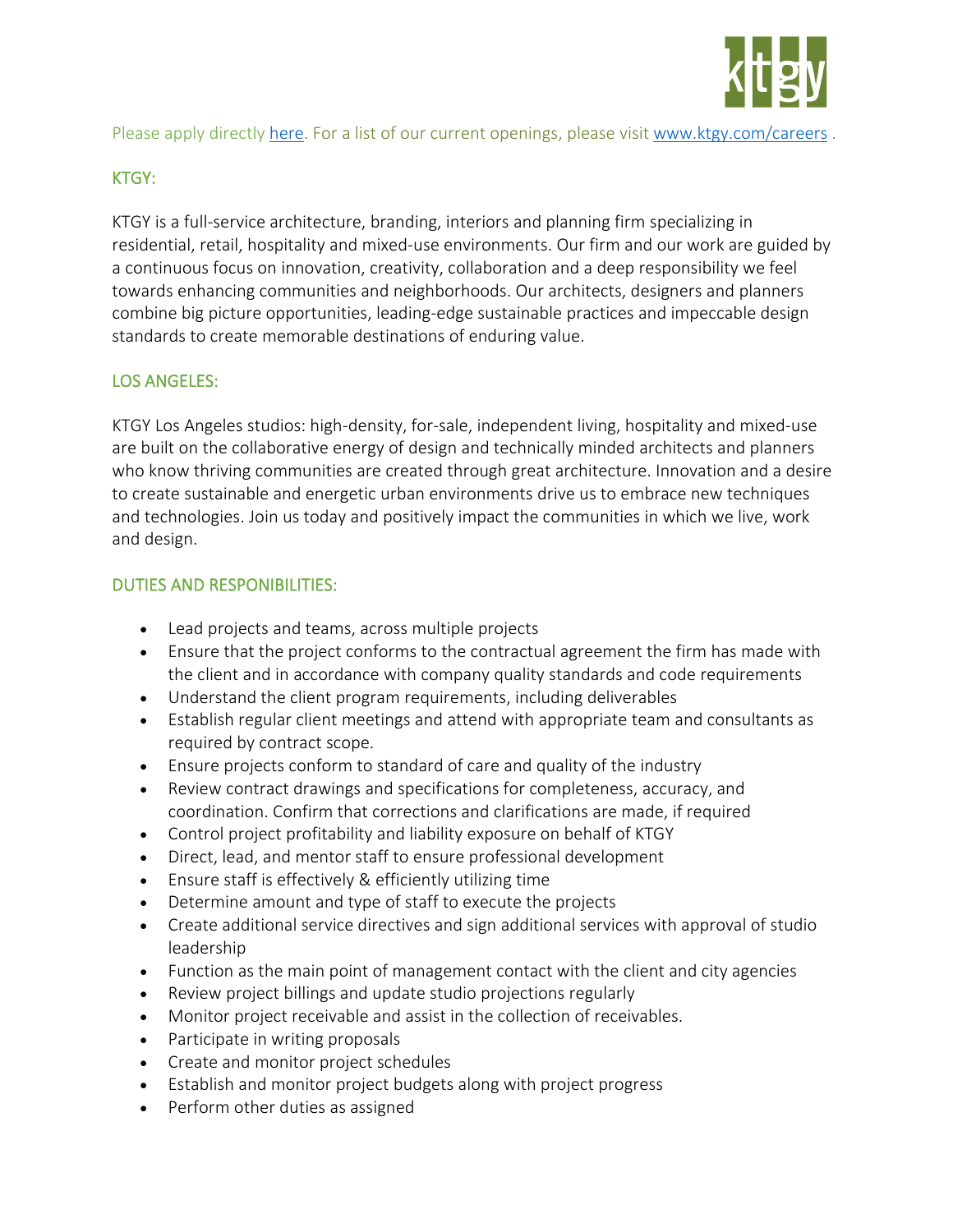Please apply directly here. For a list of our current openings, please visit www.ktgy.com/careers .

## KTGY:

KTGY is a full-service architecture, branding, interiors and planning firm specializing in residential, retail, hospitality and mixed-use environments. Our firm and our work are guided by a continuous focus on innovation, creativity, collaboration and a deep responsibility we feel towards enhancing communities and neighborhoods. Our architects, designers and planners combine big picture opportunities, leading-edge sustainable practices and impeccable design standards to create memorable destinations of enduring value.

## LOS ANGELES:

KTGY Los Angeles studios: high-density, for-sale, independent living, hospitality and mixed-use are built on the collaborative energy of design and technically minded architects and planners who know thriving communities are created through great architecture. Innovation and a desire to create sustainable and energetic urban environments drive us to embrace new techniques and technologies. Join us today and positively impact the communities in which we live, work and design.

## DUTIES AND RESPONIBILITIES:

- Lead projects and teams, across multiple projects
- Ensure that the project conforms to the contractual agreement the firm has made with the client and in accordance with company quality standards and code requirements
- Understand the client program requirements, including deliverables
- Establish regular client meetings and attend with appropriate team and consultants as required by contract scope.
- Ensure projects conform to standard of care and quality of the industry
- Review contract drawings and specifications for completeness, accuracy, and coordination. Confirm that corrections and clarifications are made, if required
- Control project profitability and liability exposure on behalf of KTGY
- Direct, lead, and mentor staff to ensure professional development
- Ensure staff is effectively & efficiently utilizing time
- Determine amount and type of staff to execute the projects
- Create additional service directives and sign additional services with approval of studio leadership
- Function as the main point of management contact with the client and city agencies
- Review project billings and update studio projections regularly
- Monitor project receivable and assist in the collection of receivables.
- Participate in writing proposals
- Create and monitor project schedules
- Establish and monitor project budgets along with project progress
- Perform other duties as assigned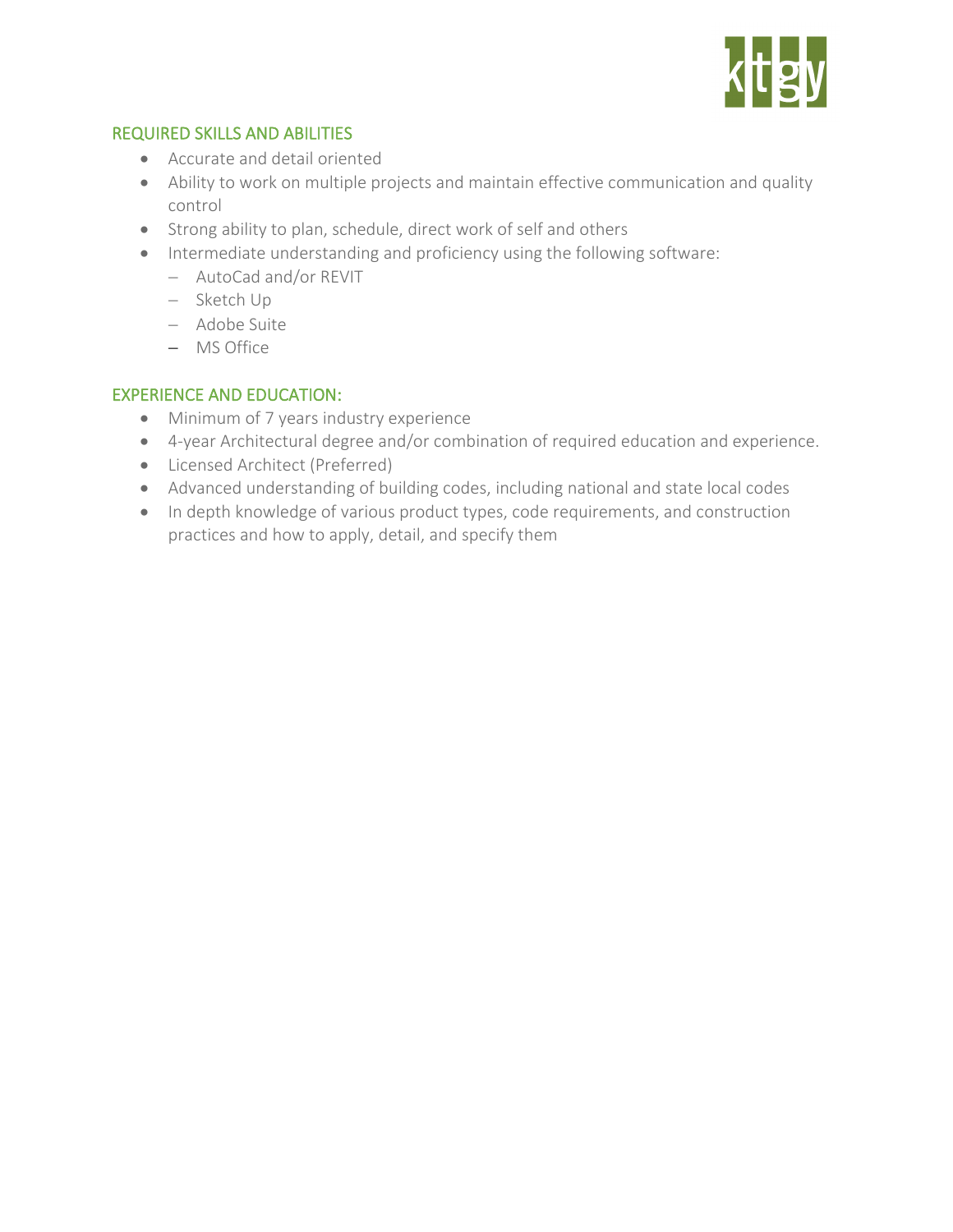## REQUIRED SKILLS AND ABILITIES

- Accurate and detail oriented
- Ability to work on multiple projects and maintain effective communication and quality control
- Strong ability to plan, schedule, direct work of self and others
- Intermediate understanding and proficiency using the following software:
  - AutoCad and/or REVIT
  - Sketch Up
  - Adobe Suite
  - MS Office

## EXPERIENCE AND EDUCATION:

- Minimum of 7 years industry experience
- 4-year Architectural degree and/or combination of required education and experience.
- Licensed Architect (Preferred)
- Advanced understanding of building codes, including national and state local codes
- In depth knowledge of various product types, code requirements, and construction practices and how to apply, detail, and specify them